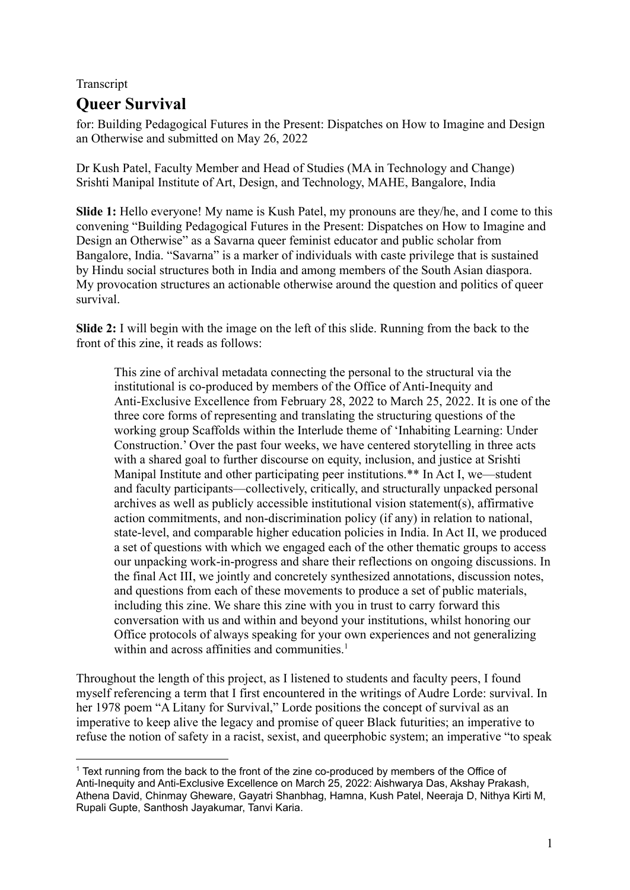Transcript

# Queer Survival

for: Building Pedagogical Futures in the Present: Dispatches on How to Imagine and Design an Otherwise and submitted on May 26, 2022

Dr Kush Patel, Faculty Member and Head of Studies (MA in Technology and Change)
Srishti Manipal Institute of Art, Design, and Technology, MAHE, Bangalore, India

**Slide 1:** Hello everyone! My name is Kush Patel, my pronouns are they/he, and I come to this convening "Building Pedagogical Futures in the Present: Dispatches on How to Imagine and Design an Otherwise" as a Savarna queer feminist educator and public scholar from Bangalore, India. "Savarna" is a marker of individuals with caste privilege that is sustained by Hindu social structures both in India and among members of the South Asian diaspora. My provocation structures an actionable otherwise around the question and politics of queer survival.

**Slide 2:** I will begin with the image on the left of this slide. Running from the back to the front of this zine, it reads as follows:

> This zine of archival metadata connecting the personal to the structural via the institutional is co-produced by members of the Office of Anti-Inequity and Anti-Exclusive Excellence from February 28, 2022 to March 25, 2022. It is one of the three core forms of representing and translating the structuring questions of the working group Scaffolds within the Interlude theme of 'Inhabiting Learning: Under Construction.' Over the past four weeks, we have centered storytelling in three acts with a shared goal to further discourse on equity, inclusion, and justice at Srishti Manipal Institute and other participating peer institutions.** In Act I, we—student and faculty participants—collectively, critically, and structurally unpacked personal archives as well as publicly accessible institutional vision statement(s), affirmative action commitments, and non-discrimination policy (if any) in relation to national, state-level, and comparable higher education policies in India. In Act II, we produced a set of questions with which we engaged each of the other thematic groups to access our unpacking work-in-progress and share their reflections on ongoing discussions. In the final Act III, we jointly and concretely synthesized annotations, discussion notes, and questions from each of these movements to produce a set of public materials, including this zine. We share this zine with you in trust to carry forward this conversation with us and within and beyond your institutions, whilst honoring our Office protocols of always speaking for your own experiences and not generalizing within and across affinities and communities.[1]

Throughout the length of this project, as I listened to students and faculty peers, I found myself referencing a term that I first encountered in the writings of Audre Lorde: survival. In her 1978 poem "A Litany for Survival," Lorde positions the concept of survival as an imperative to keep alive the legacy and promise of queer Black futurities; an imperative to refuse the notion of safety in a racist, sexist, and queerphobic system; an imperative "to speak

[1] Text running from the back to the front of the zine co-produced by members of the Office of Anti-Inequity and Anti-Exclusive Excellence on March 25, 2022: Aishwarya Das, Akshay Prakash, Athena David, Chinmay Gheware, Gayatri Shanbhag, Hamna, Kush Patel, Neeraja D, Nithya Kirti M, Rupali Gupte, Santhosh Jayakumar, Tanvi Karia.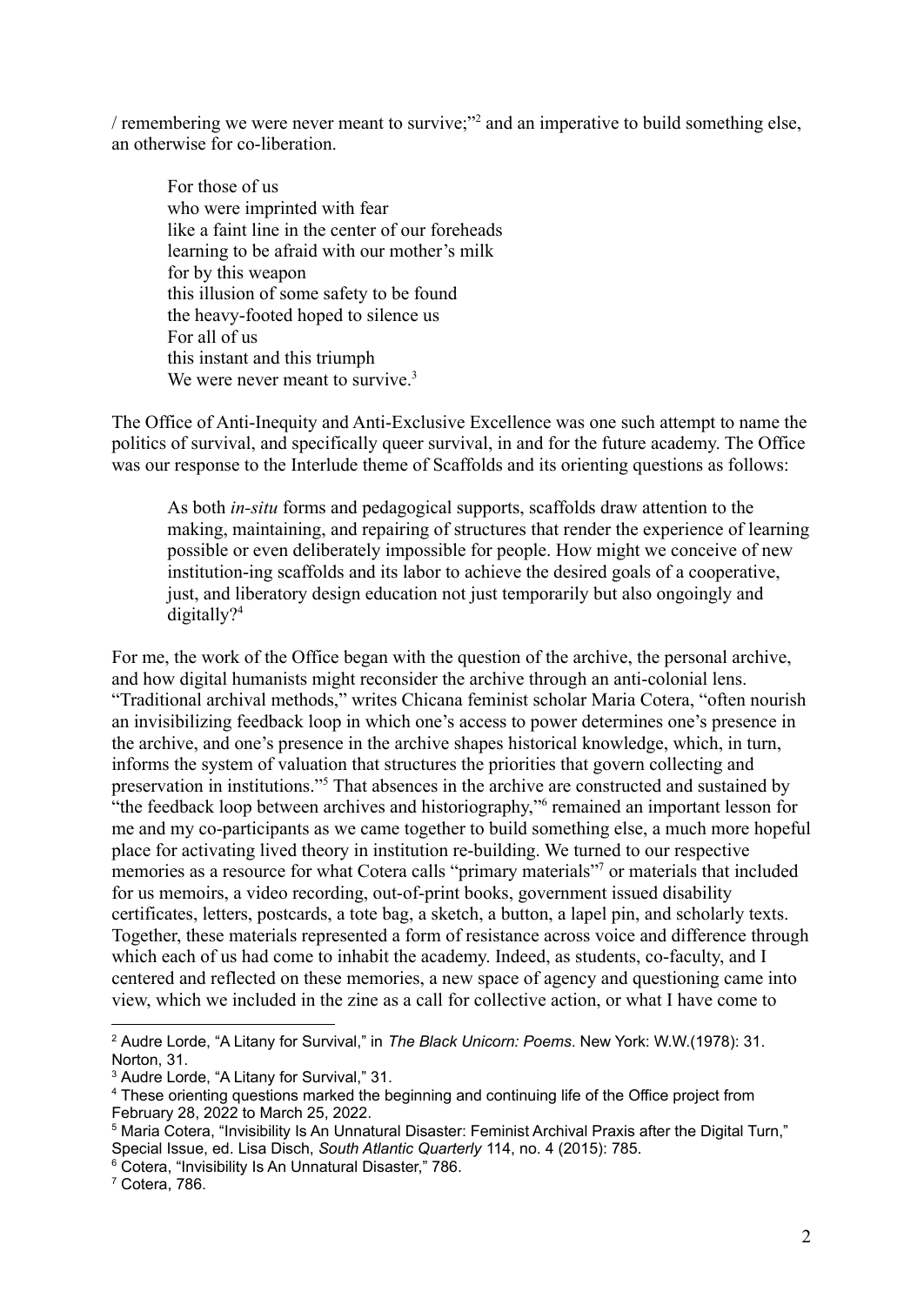/ remembering we were never meant to survive;"[2] and an imperative to build something else, an otherwise for co-liberation.

> For those of us
> who were imprinted with fear
> like a faint line in the center of our foreheads
> learning to be afraid with our mother's milk
> for by this weapon
> this illusion of some safety to be found
> the heavy-footed hoped to silence us
> For all of us
> this instant and this triumph
> We were never meant to survive.[3]

The Office of Anti-Inequity and Anti-Exclusive Excellence was one such attempt to name the politics of survival, and specifically queer survival, in and for the future academy. The Office was our response to the Interlude theme of Scaffolds and its orienting questions as follows:

> As both *in-situ* forms and pedagogical supports, scaffolds draw attention to the making, maintaining, and repairing of structures that render the experience of learning possible or even deliberately impossible for people. How might we conceive of new institution-ing scaffolds and its labor to achieve the desired goals of a cooperative, just, and liberatory design education not just temporarily but also ongoingly and digitally?[4]

For me, the work of the Office began with the question of the archive, the personal archive, and how digital humanists might reconsider the archive through an anti-colonial lens. "Traditional archival methods," writes Chicana feminist scholar Maria Cotera, "often nourish an invisibilizing feedback loop in which one's access to power determines one's presence in the archive, and one's presence in the archive shapes historical knowledge, which, in turn, informs the system of valuation that structures the priorities that govern collecting and preservation in institutions."[5] That absences in the archive are constructed and sustained by "the feedback loop between archives and historiography,"[6] remained an important lesson for me and my co-participants as we came together to build something else, a much more hopeful place for activating lived theory in institution re-building. We turned to our respective memories as a resource for what Cotera calls "primary materials"[7] or materials that included for us memoirs, a video recording, out-of-print books, government issued disability certificates, letters, postcards, a tote bag, a sketch, a button, a lapel pin, and scholarly texts. Together, these materials represented a form of resistance across voice and difference through which each of us had come to inhabit the academy. Indeed, as students, co-faculty, and I centered and reflected on these memories, a new space of agency and questioning came into view, which we included in the zine as a call for collective action, or what I have come to

---

[2] Audre Lorde, "A Litany for Survival," in *The Black Unicorn: Poems*. New York: W.W.(1978): 31. Norton, 31.

[3] Audre Lorde, "A Litany for Survival," 31.

[4] These orienting questions marked the beginning and continuing life of the Office project from February 28, 2022 to March 25, 2022.

[5] Maria Cotera, "Invisibility Is An Unnatural Disaster: Feminist Archival Praxis after the Digital Turn," Special Issue, ed. Lisa Disch, *South Atlantic Quarterly* 114, no. 4 (2015): 785.

[6] Cotera, "Invisibility Is An Unnatural Disaster," 786.

[7] Cotera, 786.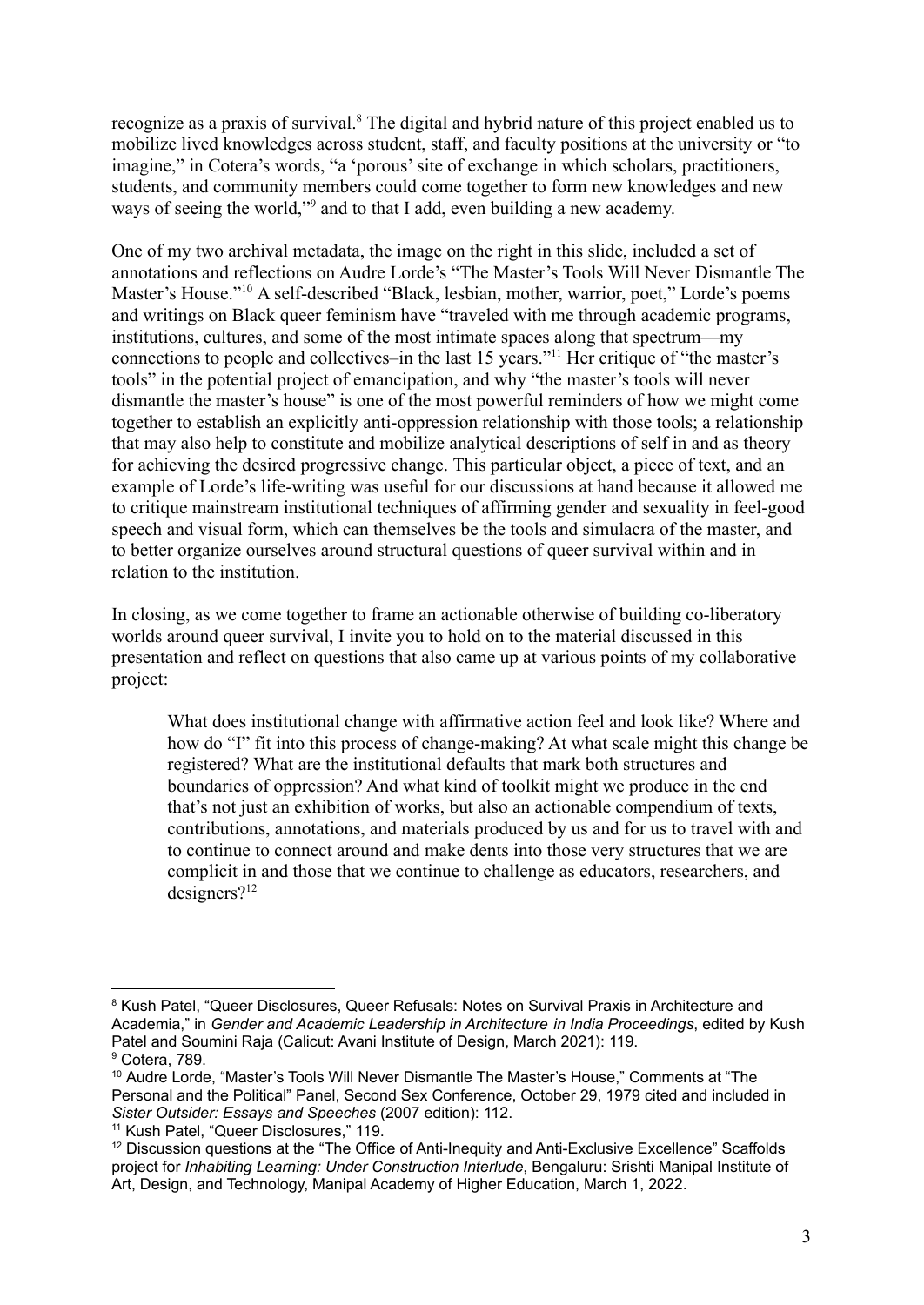recognize as a praxis of survival.[8] The digital and hybrid nature of this project enabled us to mobilize lived knowledges across student, staff, and faculty positions at the university or "to imagine," in Cotera's words, "a 'porous' site of exchange in which scholars, practitioners, students, and community members could come together to form new knowledges and new ways of seeing the world,"[9] and to that I add, even building a new academy.

One of my two archival metadata, the image on the right in this slide, included a set of annotations and reflections on Audre Lorde's "The Master's Tools Will Never Dismantle The Master's House."[10] A self-described "Black, lesbian, mother, warrior, poet," Lorde's poems and writings on Black queer feminism have "traveled with me through academic programs, institutions, cultures, and some of the most intimate spaces along that spectrum—my connections to people and collectives–in the last 15 years."[11] Her critique of "the master's tools" in the potential project of emancipation, and why "the master's tools will never dismantle the master's house" is one of the most powerful reminders of how we might come together to establish an explicitly anti-oppression relationship with those tools; a relationship that may also help to constitute and mobilize analytical descriptions of self in and as theory for achieving the desired progressive change. This particular object, a piece of text, and an example of Lorde's life-writing was useful for our discussions at hand because it allowed me to critique mainstream institutional techniques of affirming gender and sexuality in feel-good speech and visual form, which can themselves be the tools and simulacra of the master, and to better organize ourselves around structural questions of queer survival within and in relation to the institution.

In closing, as we come together to frame an actionable otherwise of building co-liberatory worlds around queer survival, I invite you to hold on to the material discussed in this presentation and reflect on questions that also came up at various points of my collaborative project:

> What does institutional change with affirmative action feel and look like? Where and how do "I" fit into this process of change-making? At what scale might this change be registered? What are the institutional defaults that mark both structures and boundaries of oppression? And what kind of toolkit might we produce in the end that's not just an exhibition of works, but also an actionable compendium of texts, contributions, annotations, and materials produced by us and for us to travel with and to continue to connect around and make dents into those very structures that we are complicit in and those that we continue to challenge as educators, researchers, and designers?[12]

---

[8] Kush Patel, "Queer Disclosures, Queer Refusals: Notes on Survival Praxis in Architecture and Academia," in *Gender and Academic Leadership in Architecture in India Proceedings*, edited by Kush Patel and Soumini Raja (Calicut: Avani Institute of Design, March 2021): 119.

[9] Cotera, 789.

[10] Audre Lorde, "Master's Tools Will Never Dismantle The Master's House," Comments at "The Personal and the Political" Panel, Second Sex Conference, October 29, 1979 cited and included in *Sister Outsider: Essays and Speeches* (2007 edition): 112.

[11] Kush Patel, "Queer Disclosures," 119.

[12] Discussion questions at the "The Office of Anti-Inequity and Anti-Exclusive Excellence" Scaffolds project for *Inhabiting Learning: Under Construction Interlude*, Bengaluru: Srishti Manipal Institute of Art, Design, and Technology, Manipal Academy of Higher Education, March 1, 2022.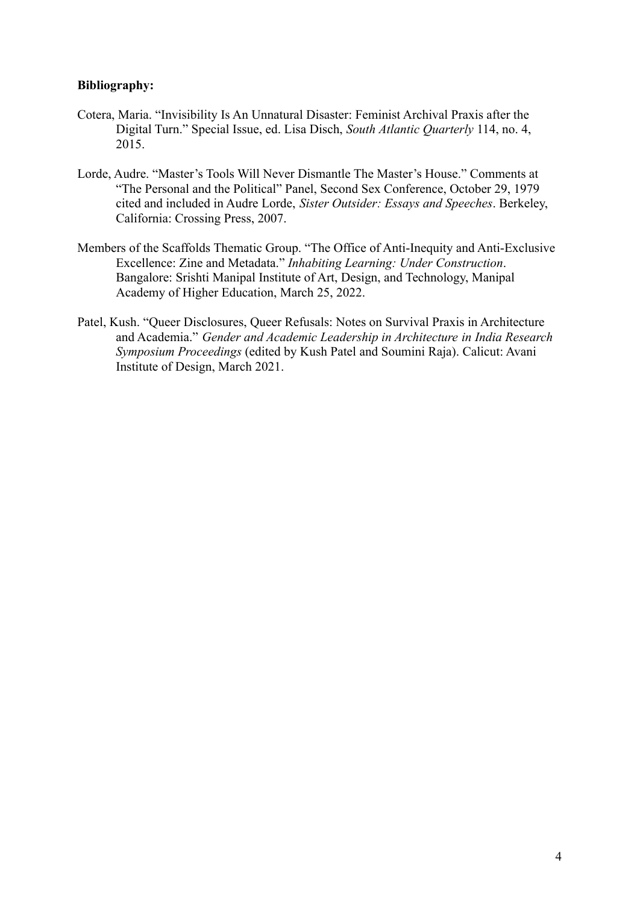**Bibliography:**

Cotera, Maria. "Invisibility Is An Unnatural Disaster: Feminist Archival Praxis after the Digital Turn." Special Issue, ed. Lisa Disch, *South Atlantic Quarterly* 114, no. 4, 2015.

Lorde, Audre. "Master's Tools Will Never Dismantle The Master's House." Comments at "The Personal and the Political" Panel, Second Sex Conference, October 29, 1979 cited and included in Audre Lorde, *Sister Outsider: Essays and Speeches*. Berkeley, California: Crossing Press, 2007.

Members of the Scaffolds Thematic Group. "The Office of Anti-Inequity and Anti-Exclusive Excellence: Zine and Metadata." *Inhabiting Learning: Under Construction*. Bangalore: Srishti Manipal Institute of Art, Design, and Technology, Manipal Academy of Higher Education, March 25, 2022.

Patel, Kush. "Queer Disclosures, Queer Refusals: Notes on Survival Praxis in Architecture and Academia." *Gender and Academic Leadership in Architecture in India Research Symposium Proceedings* (edited by Kush Patel and Soumini Raja). Calicut: Avani Institute of Design, March 2021.